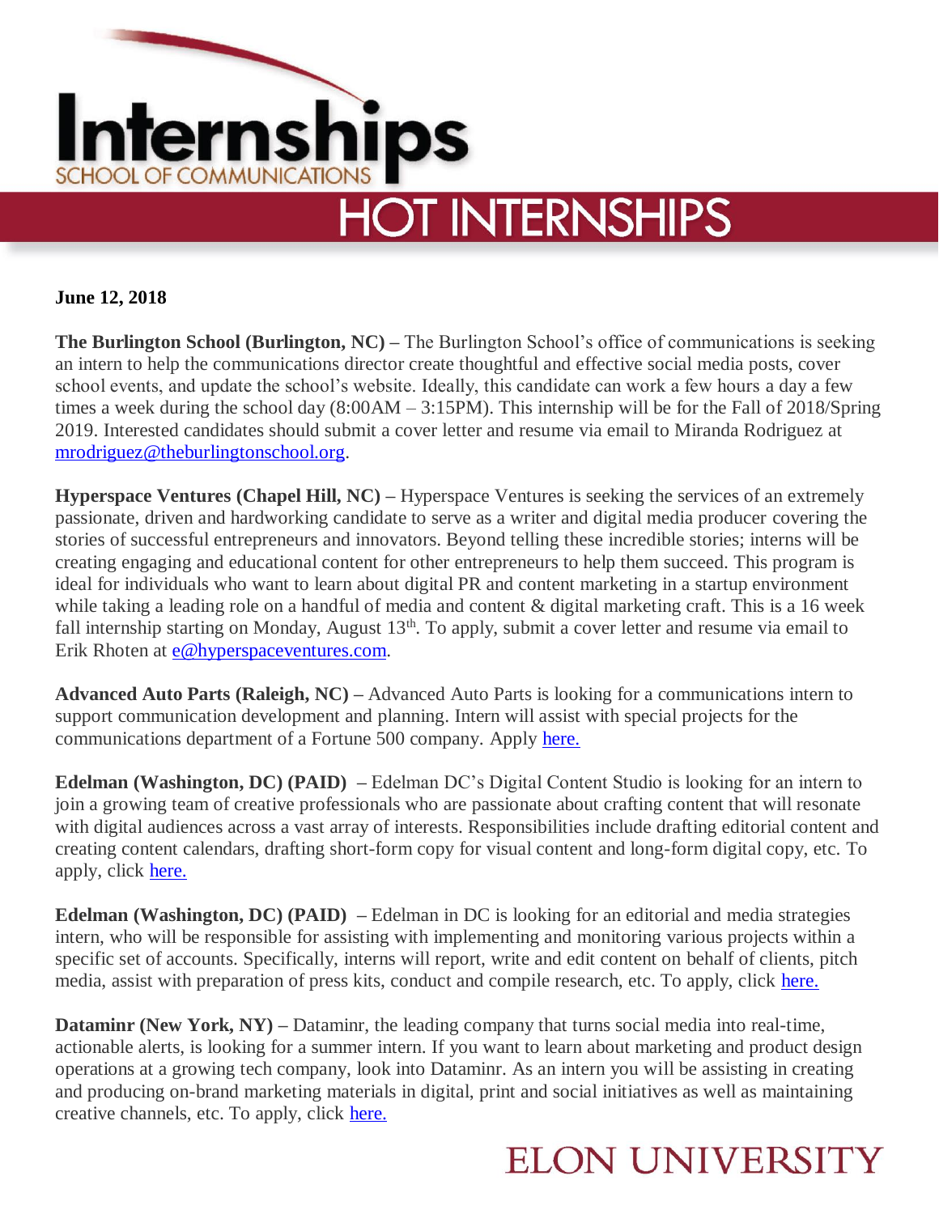# Internships

SCHOOL OF COMMUNICATIONS

## HOT INTERNSHIPS

**June 12, 2018**

**The Burlington School (Burlington, NC) –** The Burlington School's office of communications is seeking an intern to help the communications director create thoughtful and effective social media posts, cover school events, and update the school's website. Ideally, this candidate can work a few hours a day a few times a week during the school day (8:00AM – 3:15PM). This internship will be for the Fall of 2018/Spring 2019. Interested candidates should submit a cover letter and resume via email to Miranda Rodriguez at mrodriguez@theburlingtonschool.org.

**Hyperspace Ventures (Chapel Hill, NC) –** Hyperspace Ventures is seeking the services of an extremely passionate, driven and hardworking candidate to serve as a writer and digital media producer covering the stories of successful entrepreneurs and innovators. Beyond telling these incredible stories; interns will be creating engaging and educational content for other entrepreneurs to help them succeed. This program is ideal for individuals who want to learn about digital PR and content marketing in a startup environment while taking a leading role on a handful of media and content & digital marketing craft. This is a 16 week fall internship starting on Monday, August 13th. To apply, submit a cover letter and resume via email to Erik Rhoten at e@hyperspaceventures.com.

**Advanced Auto Parts (Raleigh, NC) –** Advanced Auto Parts is looking for a communications intern to support communication development and planning. Intern will assist with special projects for the communications department of a Fortune 500 company. Apply here.

**Edelman (Washington, DC) (PAID) –** Edelman DC's Digital Content Studio is looking for an intern to join a growing team of creative professionals who are passionate about crafting content that will resonate with digital audiences across a vast array of interests. Responsibilities include drafting editorial content and creating content calendars, drafting short-form copy for visual content and long-form digital copy, etc. To apply, click here.

**Edelman (Washington, DC) (PAID) –** Edelman in DC is looking for an editorial and media strategies intern, who will be responsible for assisting with implementing and monitoring various projects within a specific set of accounts. Specifically, interns will report, write and edit content on behalf of clients, pitch media, assist with preparation of press kits, conduct and compile research, etc. To apply, click here.

**Dataminr (New York, NY) –** Dataminr, the leading company that turns social media into real-time, actionable alerts, is looking for a summer intern. If you want to learn about marketing and product design operations at a growing tech company, look into Dataminr. As an intern you will be assisting in creating and producing on-brand marketing materials in digital, print and social initiatives as well as maintaining creative channels, etc. To apply, click here.

ELON UNIVERSITY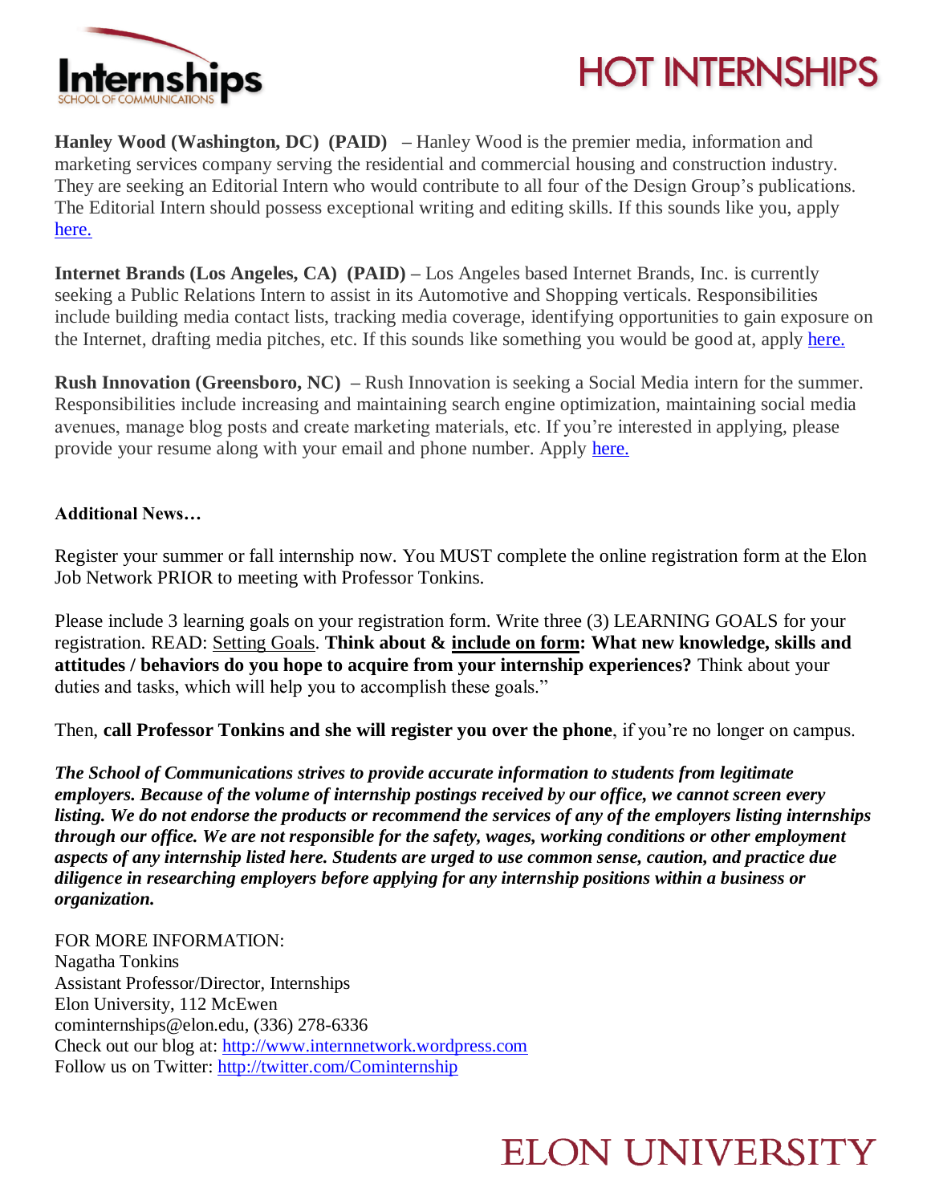# HOT INTERNSHIPS

**Hanley Wood (Washington, DC) (PAID) –** Hanley Wood is the premier media, information and marketing services company serving the residential and commercial housing and construction industry. They are seeking an Editorial Intern who would contribute to all four of the Design Group's publications. The Editorial Intern should possess exceptional writing and editing skills. If this sounds like you, apply here.

**Internet Brands (Los Angeles, CA) (PAID) –** Los Angeles based Internet Brands, Inc. is currently seeking a Public Relations Intern to assist in its Automotive and Shopping verticals. Responsibilities include building media contact lists, tracking media coverage, identifying opportunities to gain exposure on the Internet, drafting media pitches, etc. If this sounds like something you would be good at, apply here.

**Rush Innovation (Greensboro, NC) –** Rush Innovation is seeking a Social Media intern for the summer. Responsibilities include increasing and maintaining search engine optimization, maintaining social media avenues, manage blog posts and create marketing materials, etc. If you're interested in applying, please provide your resume along with your email and phone number. Apply here.

**Additional News…**

Register your summer or fall internship now. You MUST complete the online registration form at the Elon Job Network PRIOR to meeting with Professor Tonkins.

Please include 3 learning goals on your registration form. Write three (3) LEARNING GOALS for your registration. READ: Setting Goals. **Think about & include on form: What new knowledge, skills and attitudes / behaviors do you hope to acquire from your internship experiences?** Think about your duties and tasks, which will help you to accomplish these goals."

Then, **call Professor Tonkins and she will register you over the phone**, if you're no longer on campus.

***The School of Communications strives to provide accurate information to students from legitimate employers. Because of the volume of internship postings received by our office, we cannot screen every listing. We do not endorse the products or recommend the services of any of the employers listing internships through our office. We are not responsible for the safety, wages, working conditions or other employment aspects of any internship listed here. Students are urged to use common sense, caution, and practice due diligence in researching employers before applying for any internship positions within a business or organization.***

FOR MORE INFORMATION:
Nagatha Tonkins
Assistant Professor/Director, Internships
Elon University, 112 McEwen
cominternships@elon.edu, (336) 278-6336
Check out our blog at: http://www.internnetwork.wordpress.com
Follow us on Twitter: http://twitter.com/Cominternship

ELON UNIVERSITY